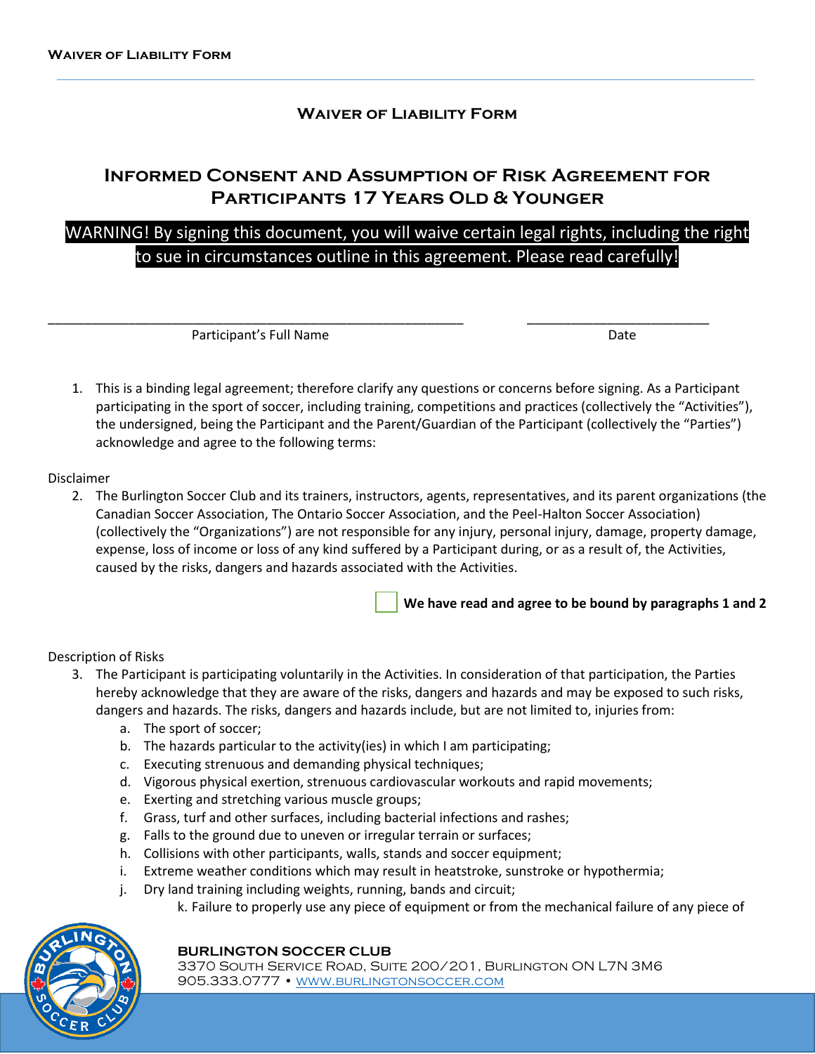# Waiver of Liability Form

## Informed Consent and Assumption of Risk Agreement for Participants 17 Years Old & Younger

**WARNING! By signing this document, you will waive certain legal rights, including the right to sue in circumstances outline in this agreement. Please read carefully!**

\_\_\_\_\_\_\_\_\_\_\_\_\_\_\_\_\_\_\_\_\_\_\_\_\_\_\_\_\_\_\_\_\_\_\_\_\_\_\_\_\_\_ \_\_\_\_\_\_\_\_\_\_\_\_\_\_\_\_\_\_\_\_

Participant's Full Name Date

1. This is a binding legal agreement; therefore clarify any questions or concerns before signing. As a Participant participating in the sport of soccer, including training, competitions and practices (collectively the "Activities"), the undersigned, being the Participant and the Parent/Guardian of the Participant (collectively the "Parties") acknowledge and agree to the following terms:

Disclaimer

2. The Burlington Soccer Club and its trainers, instructors, agents, representatives, and its parent organizations (the Canadian Soccer Association, The Ontario Soccer Association, and the Peel-Halton Soccer Association) (collectively the "Organizations") are not responsible for any injury, personal injury, damage, property damage, expense, loss of income or loss of any kind suffered by a Participant during, or as a result of, the Activities, caused by the risks, dangers and hazards associated with the Activities.

☐ **We have read and agree to be bound by paragraphs 1 and 2**

Description of Risks

3. The Participant is participating voluntarily in the Activities. In consideration of that participation, the Parties hereby acknowledge that they are aware of the risks, dangers and hazards and may be exposed to such risks, dangers and hazards. The risks, dangers and hazards include, but are not limited to, injuries from:
   a. The sport of soccer;
   b. The hazards particular to the activity(ies) in which I am participating;
   c. Executing strenuous and demanding physical techniques;
   d. Vigorous physical exertion, strenuous cardiovascular workouts and rapid movements;
   e. Exerting and stretching various muscle groups;
   f. Grass, turf and other surfaces, including bacterial infections and rashes;
   g. Falls to the ground due to uneven or irregular terrain or surfaces;
   h. Collisions with other participants, walls, stands and soccer equipment;
   i. Extreme weather conditions which may result in heatstroke, sunstroke or hypothermia;
   j. Dry land training including weights, running, bands and circuit;
   k. Failure to properly use any piece of equipment or from the mechanical failure of any piece of

**BURLINGTON SOCCER CLUB**
3370 South Service Road, Suite 200/201, Burlington ON L7N 3M6
905.333.0777 • www.burlingtonsoccer.com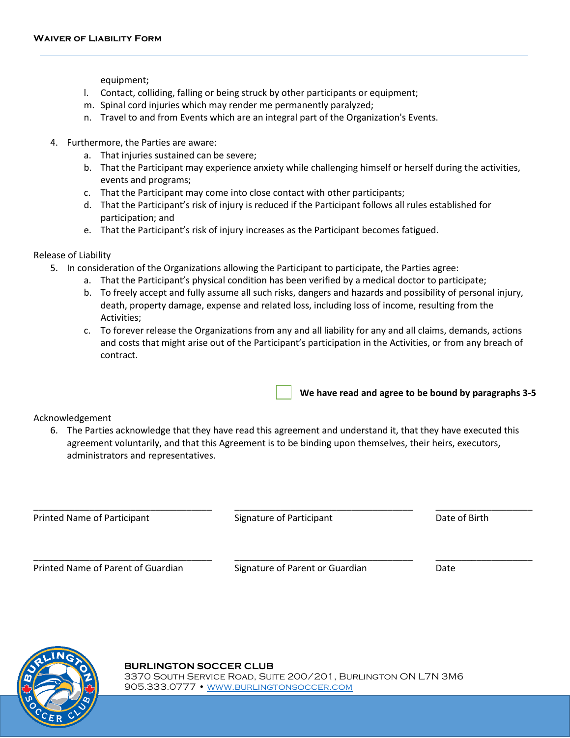equipment;

l. Contact, colliding, falling or being struck by other participants or equipment;
m. Spinal cord injuries which may render me permanently paralyzed;
n. Travel to and from Events which are an integral part of the Organization's Events.

4. Furthermore, the Parties are aware:
   a. That injuries sustained can be severe;
   b. That the Participant may experience anxiety while challenging himself or herself during the activities, events and programs;
   c. That the Participant may come into close contact with other participants;
   d. That the Participant's risk of injury is reduced if the Participant follows all rules established for participation; and
   e. That the Participant's risk of injury increases as the Participant becomes fatigued.

Release of Liability

5. In consideration of the Organizations allowing the Participant to participate, the Parties agree:
   a. That the Participant's physical condition has been verified by a medical doctor to participate;
   b. To freely accept and fully assume all such risks, dangers and hazards and possibility of personal injury, death, property damage, expense and related loss, including loss of income, resulting from the Activities;
   c. To forever release the Organizations from any and all liability for any and all claims, demands, actions and costs that might arise out of the Participant's participation in the Activities, or from any breach of contract.

☐ **We have read and agree to be bound by paragraphs 3-5**

Acknowledgement

6. The Parties acknowledge that they have read this agreement and understand it, that they have executed this agreement voluntarily, and that this Agreement is to be binding upon themselves, their heirs, executors, administrators and representatives.

| | | |
|---|---|---|
| ______________________ | ______________________ | ______________ |
| Printed Name of Participant | Signature of Participant | Date of Birth |
| ______________________ | ______________________ | ______________ |
| Printed Name of Parent of Guardian | Signature of Parent or Guardian | Date |

**BURLINGTON SOCCER CLUB**
3370 South Service Road, Suite 200/201, Burlington ON L7N 3M6
905.333.0777 • www.burlingtonsoccer.com